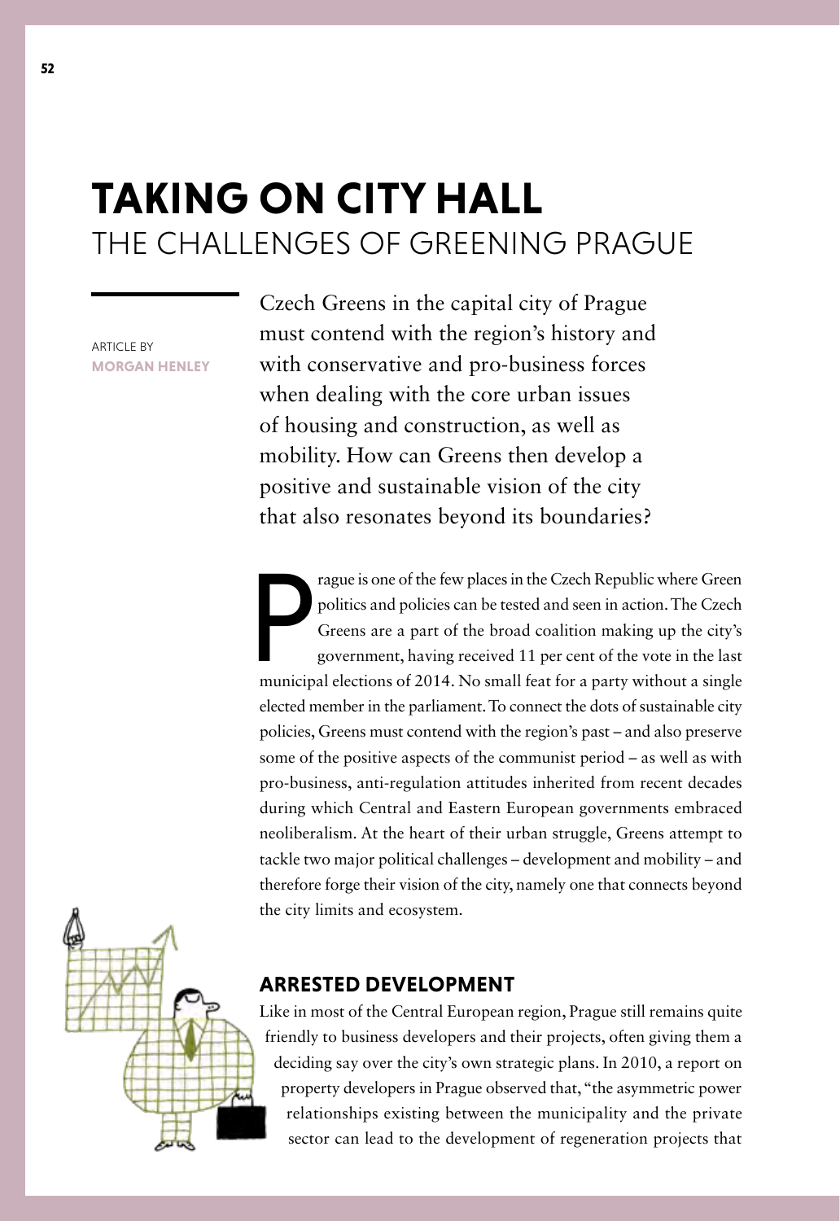# TAKING ON CITY HALL

## THE CHALLENGES OF GREENING PRAGUE

ARTICLE BY
**MORGAN HENLEY**

Czech Greens in the capital city of Prague must contend with the region's history and with conservative and pro-business forces when dealing with the core urban issues of housing and construction, as well as mobility. How can Greens then develop a positive and sustainable vision of the city that also resonates beyond its boundaries?

Prague is one of the few places in the Czech Republic where Green politics and policies can be tested and seen in action. The Czech Greens are a part of the broad coalition making up the city's government, having received 11 per cent of the vote in the last municipal elections of 2014. No small feat for a party without a single elected member in the parliament. To connect the dots of sustainable city policies, Greens must contend with the region's past – and also preserve some of the positive aspects of the communist period – as well as with pro-business, anti-regulation attitudes inherited from recent decades during which Central and Eastern European governments embraced neoliberalism. At the heart of their urban struggle, Greens attempt to tackle two major political challenges – development and mobility – and therefore forge their vision of the city, namely one that connects beyond the city limits and ecosystem.

### ARRESTED DEVELOPMENT

Like in most of the Central European region, Prague still remains quite friendly to business developers and their projects, often giving them a deciding say over the city's own strategic plans. In 2010, a report on property developers in Prague observed that, "the asymmetric power relationships existing between the municipality and the private sector can lead to the development of regeneration projects that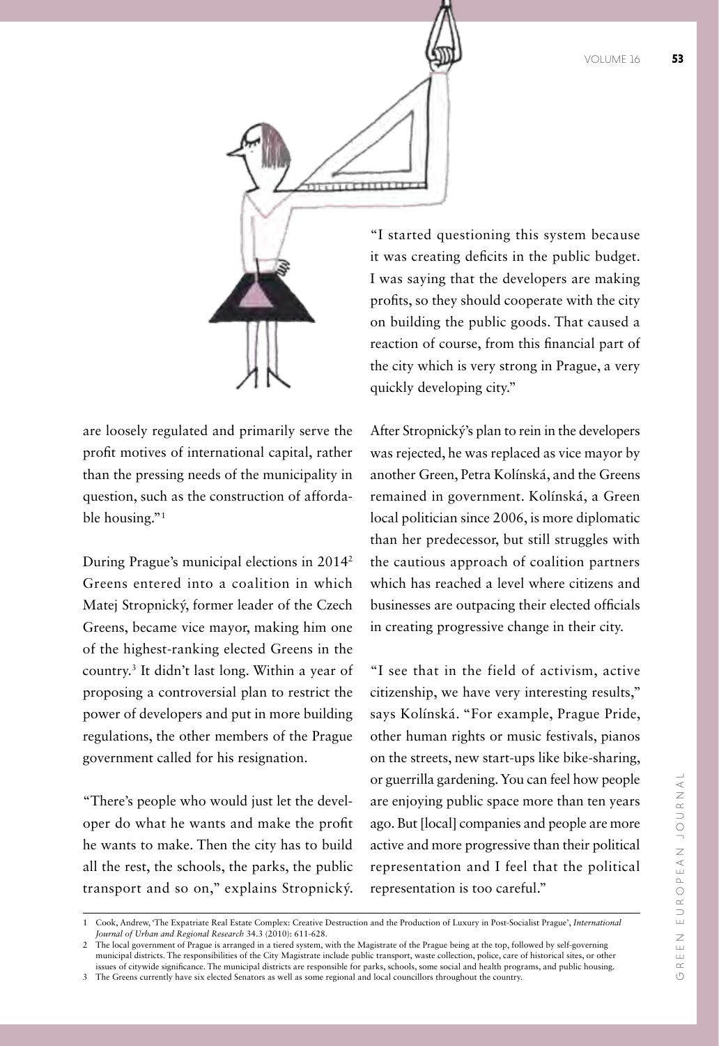are loosely regulated and primarily serve the profit motives of international capital, rather than the pressing needs of the municipality in question, such as the construction of affordable housing."[1]

During Prague's municipal elections in 2014[2] Greens entered into a coalition in which Matej Stropnický, former leader of the Czech Greens, became vice mayor, making him one of the highest-ranking elected Greens in the country.[3] It didn't last long. Within a year of proposing a controversial plan to restrict the power of developers and put in more building regulations, the other members of the Prague government called for his resignation.

"There's people who would just let the developer do what he wants and make the profit he wants to make. Then the city has to build all the rest, the schools, the parks, the public transport and so on," explains Stropnický. "I started questioning this system because it was creating deficits in the public budget. I was saying that the developers are making profits, so they should cooperate with the city on building the public goods. That caused a reaction of course, from this financial part of the city which is very strong in Prague, a very quickly developing city."

After Stropnický's plan to rein in the developers was rejected, he was replaced as vice mayor by another Green, Petra Kolínská, and the Greens remained in government. Kolínská, a Green local politician since 2006, is more diplomatic than her predecessor, but still struggles with the cautious approach of coalition partners which has reached a level where citizens and businesses are outpacing their elected officials in creating progressive change in their city.

"I see that in the field of activism, active citizenship, we have very interesting results," says Kolínská. "For example, Prague Pride, other human rights or music festivals, pianos on the streets, new start-ups like bike-sharing, or guerrilla gardening. You can feel how people are enjoying public space more than ten years ago. But [local] companies and people are more active and more progressive than their political representation and I feel that the political representation is too careful."

---

1 Cook, Andrew, 'The Expatriate Real Estate Complex: Creative Destruction and the Production of Luxury in Post-Socialist Prague', *International Journal of Urban and Regional Research* 34.3 (2010): 611-628.

2 The local government of Prague is arranged in a tiered system, with the Magistrate of the Prague being at the top, followed by self-governing municipal districts. The responsibilities of the City Magistrate include public transport, waste collection, police, care of historical sites, or other issues of citywide significance. The municipal districts are responsible for parks, schools, some social and health programs, and public housing.

3 The Greens currently have six elected Senators as well as some regional and local councillors throughout the country.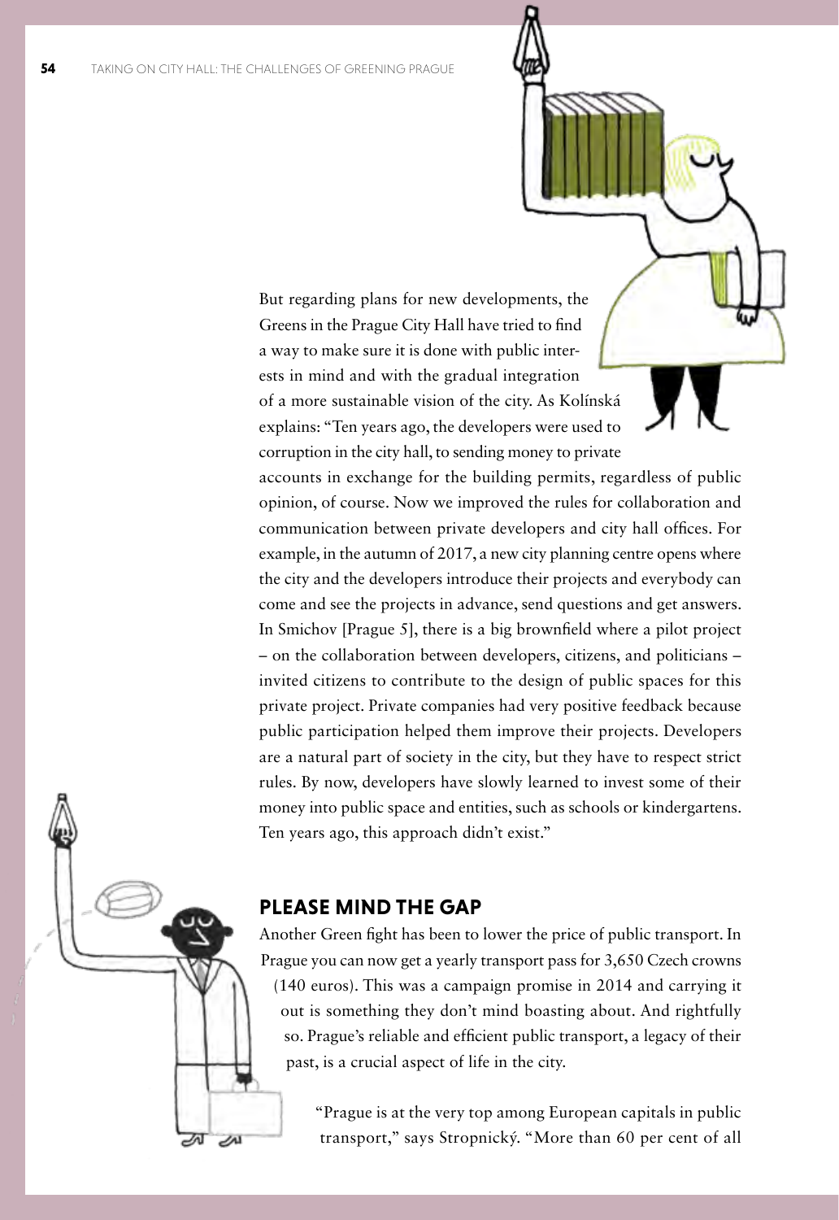But regarding plans for new developments, the Greens in the Prague City Hall have tried to find a way to make sure it is done with public interests in mind and with the gradual integration of a more sustainable vision of the city. As Kolínská explains: "Ten years ago, the developers were used to corruption in the city hall, to sending money to private accounts in exchange for the building permits, regardless of public opinion, of course. Now we improved the rules for collaboration and communication between private developers and city hall offices. For example, in the autumn of 2017, a new city planning centre opens where the city and the developers introduce their projects and everybody can come and see the projects in advance, send questions and get answers. In Smichov [Prague 5], there is a big brownfield where a pilot project – on the collaboration between developers, citizens, and politicians – invited citizens to contribute to the design of public spaces for this private project. Private companies had very positive feedback because public participation helped them improve their projects. Developers are a natural part of society in the city, but they have to respect strict rules. By now, developers have slowly learned to invest some of their money into public space and entities, such as schools or kindergartens. Ten years ago, this approach didn't exist."

## PLEASE MIND THE GAP

Another Green fight has been to lower the price of public transport. In Prague you can now get a yearly transport pass for 3,650 Czech crowns (140 euros). This was a campaign promise in 2014 and carrying it out is something they don't mind boasting about. And rightfully so. Prague's reliable and efficient public transport, a legacy of their past, is a crucial aspect of life in the city.

"Prague is at the very top among European capitals in public transport," says Stropnický. "More than 60 per cent of all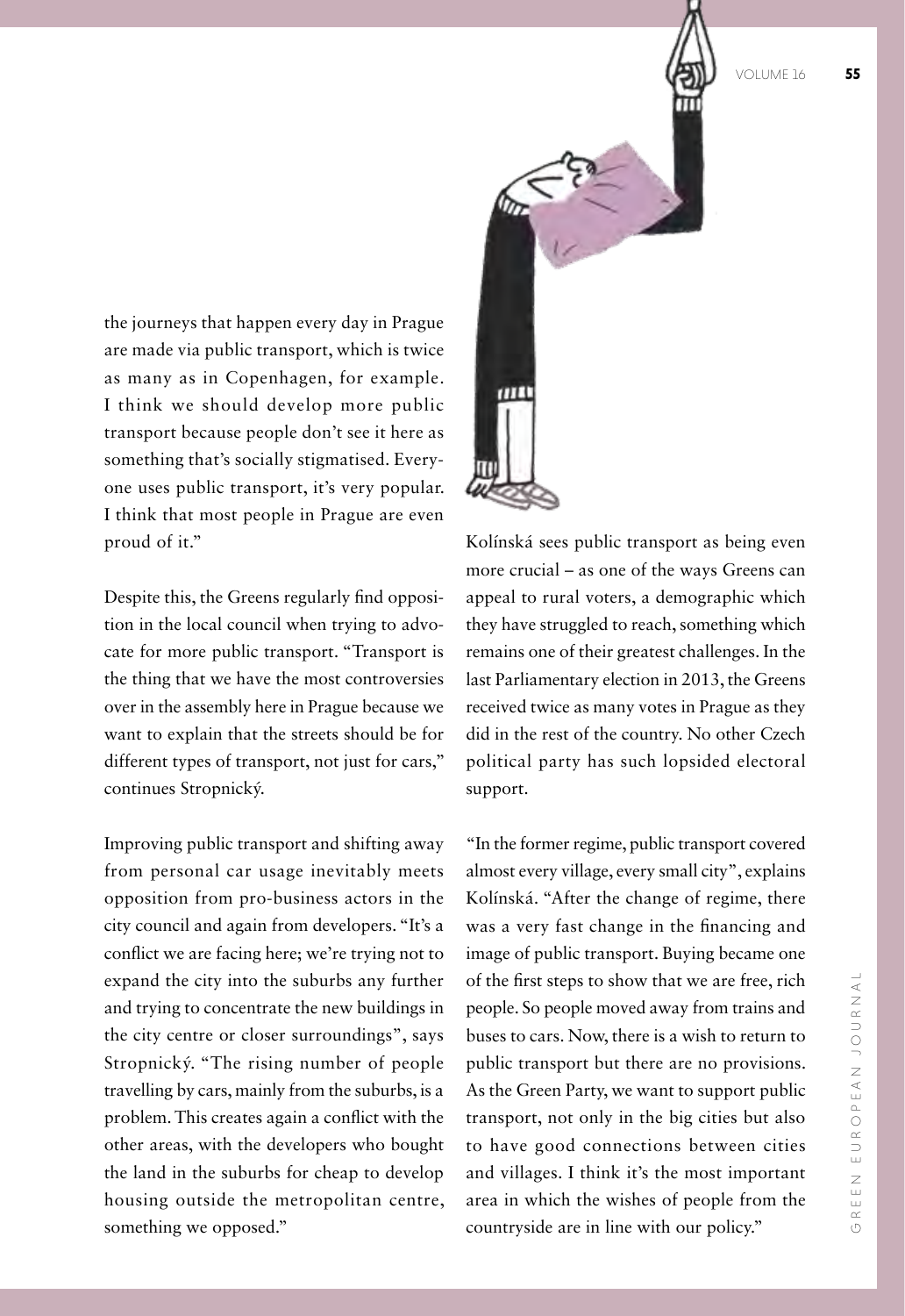the journeys that happen every day in Prague are made via public transport, which is twice as many as in Copenhagen, for example. I think we should develop more public transport because people don't see it here as something that's socially stigmatised. Everyone uses public transport, it's very popular. I think that most people in Prague are even proud of it."

Despite this, the Greens regularly find opposition in the local council when trying to advocate for more public transport. "Transport is the thing that we have the most controversies over in the assembly here in Prague because we want to explain that the streets should be for different types of transport, not just for cars," continues Stropnický.

Improving public transport and shifting away from personal car usage inevitably meets opposition from pro-business actors in the city council and again from developers. "It's a conflict we are facing here; we're trying not to expand the city into the suburbs any further and trying to concentrate the new buildings in the city centre or closer surroundings", says Stropnický. "The rising number of people travelling by cars, mainly from the suburbs, is a problem. This creates again a conflict with the other areas, with the developers who bought the land in the suburbs for cheap to develop housing outside the metropolitan centre, something we opposed."

Kolínská sees public transport as being even more crucial – as one of the ways Greens can appeal to rural voters, a demographic which they have struggled to reach, something which remains one of their greatest challenges. In the last Parliamentary election in 2013, the Greens received twice as many votes in Prague as they did in the rest of the country. No other Czech political party has such lopsided electoral support.

"In the former regime, public transport covered almost every village, every small city", explains Kolínská. "After the change of regime, there was a very fast change in the financing and image of public transport. Buying became one of the first steps to show that we are free, rich people. So people moved away from trains and buses to cars. Now, there is a wish to return to public transport but there are no provisions. As the Green Party, we want to support public transport, not only in the big cities but also to have good connections between cities and villages. I think it's the most important area in which the wishes of people from the countryside are in line with our policy."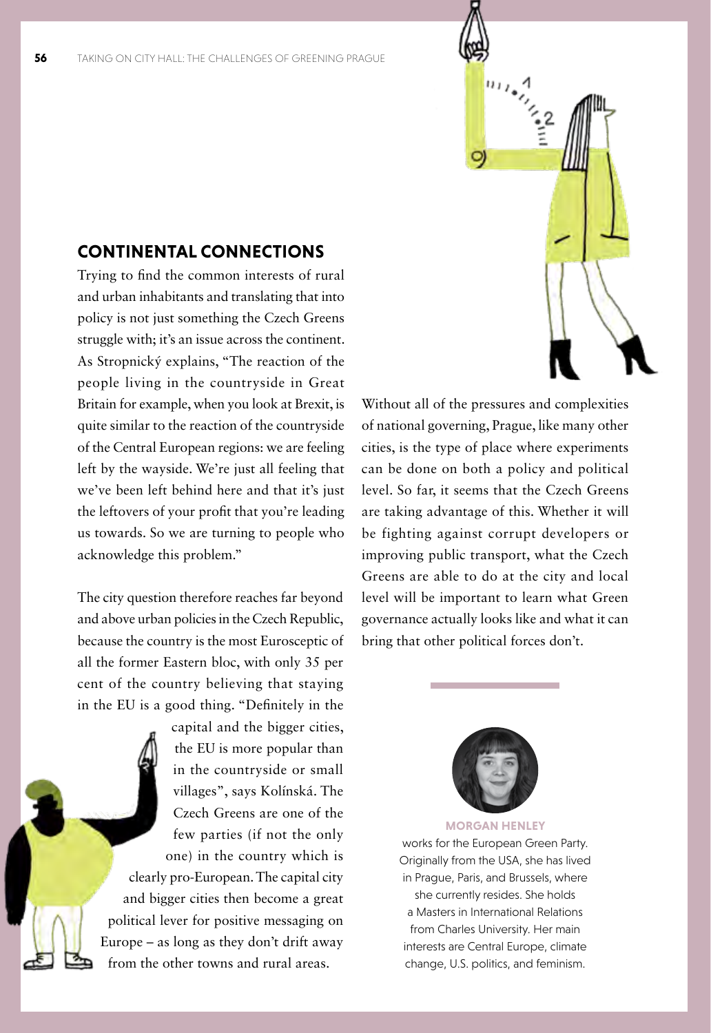## CONTINENTAL CONNECTIONS

Trying to find the common interests of rural and urban inhabitants and translating that into policy is not just something the Czech Greens struggle with; it's an issue across the continent. As Stropnický explains, "The reaction of the people living in the countryside in Great Britain for example, when you look at Brexit, is quite similar to the reaction of the countryside of the Central European regions: we are feeling left by the wayside. We're just all feeling that we've been left behind here and that it's just the leftovers of your profit that you're leading us towards. So we are turning to people who acknowledge this problem."

The city question therefore reaches far beyond and above urban policies in the Czech Republic, because the country is the most Eurosceptic of all the former Eastern bloc, with only 35 per cent of the country believing that staying in the EU is a good thing. "Definitely in the capital and the bigger cities, the EU is more popular than in the countryside or small villages", says Kolínská. The Czech Greens are one of the few parties (if not the only one) in the country which is clearly pro-European. The capital city and bigger cities then become a great political lever for positive messaging on Europe – as long as they don't drift away from the other towns and rural areas.

Without all of the pressures and complexities of national governing, Prague, like many other cities, is the type of place where experiments can be done on both a policy and political level. So far, it seems that the Czech Greens are taking advantage of this. Whether it will be fighting against corrupt developers or improving public transport, what the Czech Greens are able to do at the city and local level will be important to learn what Green governance actually looks like and what it can bring that other political forces don't.

---

**MORGAN HENLEY**
works for the European Green Party. Originally from the USA, she has lived in Prague, Paris, and Brussels, where she currently resides. She holds a Masters in International Relations from Charles University. Her main interests are Central Europe, climate change, U.S. politics, and feminism.